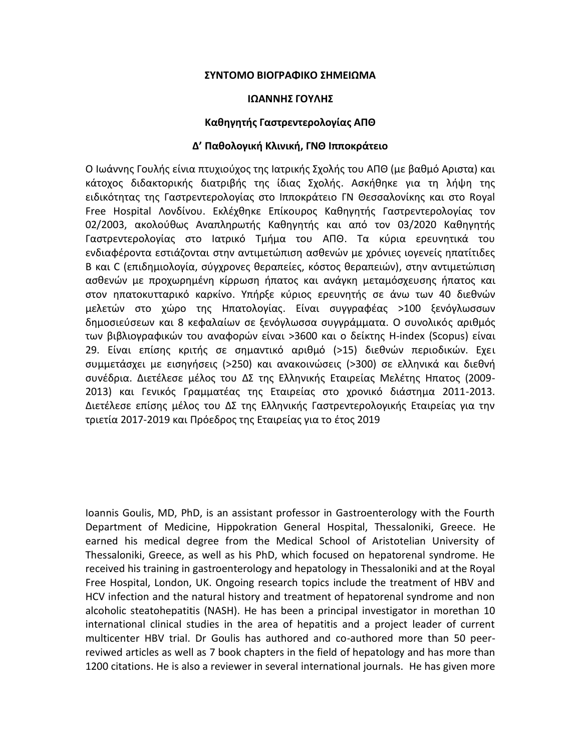**ΣΥΝΤΟΜΟ ΒΙΟΓΡΑΦΙΚΟ ΣΗΜΕΙΩΜΑ**

**ΙΩΑΝΝΗΣ ΓΟΥΛΗΣ**

**Καθηγητής Γαστρεντερολογίας ΑΠΘ**

**Δ' Παθολογική Κλινική, ΓΝΘ Ιπποκράτειο**

Ο Ιωάννης Γουλής είνια πτυχιούχος της Ιατρικής Σχολής του ΑΠΘ (με βαθμό Αριστα) και κάτοχος διδακτορικής διατριβής της ίδιας Σχολής. Ασκήθηκε για τη λήψη της ειδικότητας της Γαστρεντερολογίας στο Ιπποκράτειο ΓΝ Θεσσαλονίκης και στο Royal Free Hospital Λονδίνου. Εκλέχθηκε Επίκουρος Καθηγητής Γαστρεντερολογίας τον 02/2003, ακολούθως Αναπληρωτής Καθηγητής και από τον 03/2020 Καθηγητής Γαστρεντερολογίας στο Ιατρικό Τμήμα του ΑΠΘ. Τα κύρια ερευνητικά του ενδιαφέροντα εστιάζονται στην αντιμετώπιση ασθενών με χρόνιες ιογενείς ηπατίτιδες Β και C (επιδημιολογία, σύγχρονες θεραπείες, κόστος θεραπειών), στην αντιμετώπιση ασθενών με προχωρημένη κίρρωση ήπατος και ανάγκη μεταμόσχευσης ήπατος και στον ηπατοκυτταρικό καρκίνο. Υπήρξε κύριος ερευνητής σε άνω των 40 διεθνών μελετών στο χώρο της Ηπατολογίας. Είναι συγγραφέας >100 ξενόγλωσσων δημοσιεύσεων και 8 κεφαλαίων σε ξενόγλωσσα συγγράμματα. Ο συνολικός αριθμός των βιβλιογραφικών του αναφορών είναι >3600 και ο δείκτης H-index (Scopus) είναι 29. Είναι επίσης κριτής σε σημαντικό αριθμό (>15) διεθνών περιοδικών. Εχει συμμετάσχει με εισηγήσεις (>250) και ανακοινώσεις (>300) σε ελληνικά και διεθνή συνέδρια. Διετέλεσε μέλος του ΔΣ της Ελληνικής Εταιρείας Μελέτης Ηπατος (2009-2013) και Γενικός Γραμματέας της Εταιρείας στο χρονικό διάστημα 2011-2013. Διετέλεσε επίσης μέλος του ΔΣ της Ελληνικής Γαστρεντερολογικής Εταιρείας για την τριετία 2017-2019 και Πρόεδρος της Εταιρείας για το έτος 2019

Ioannis Goulis, MD, PhD, is an assistant professor in Gastroenterology with the Fourth Department of Medicine, Hippokration General Hospital, Thessaloniki, Greece. He earned his medical degree from the Medical School of Aristotelian University of Thessaloniki, Greece, as well as his PhD, which focused on hepatorenal syndrome. He received his training in gastroenterology and hepatology in Thessaloniki and at the Royal Free Hospital, London, UK. Ongoing research topics include the treatment of HBV and HCV infection and the natural history and treatment of hepatorenal syndrome and non alcoholic steatohepatitis (NASH). He has been a principal investigator in morethan 10 international clinical studies in the area of hepatitis and a project leader of current multicenter HBV trial. Dr Goulis has authored and co-authored more than 50 peer-reviwed articles as well as 7 book chapters in the field of hepatology and has more than 1200 citations. He is also a reviewer in several international journals. He has given more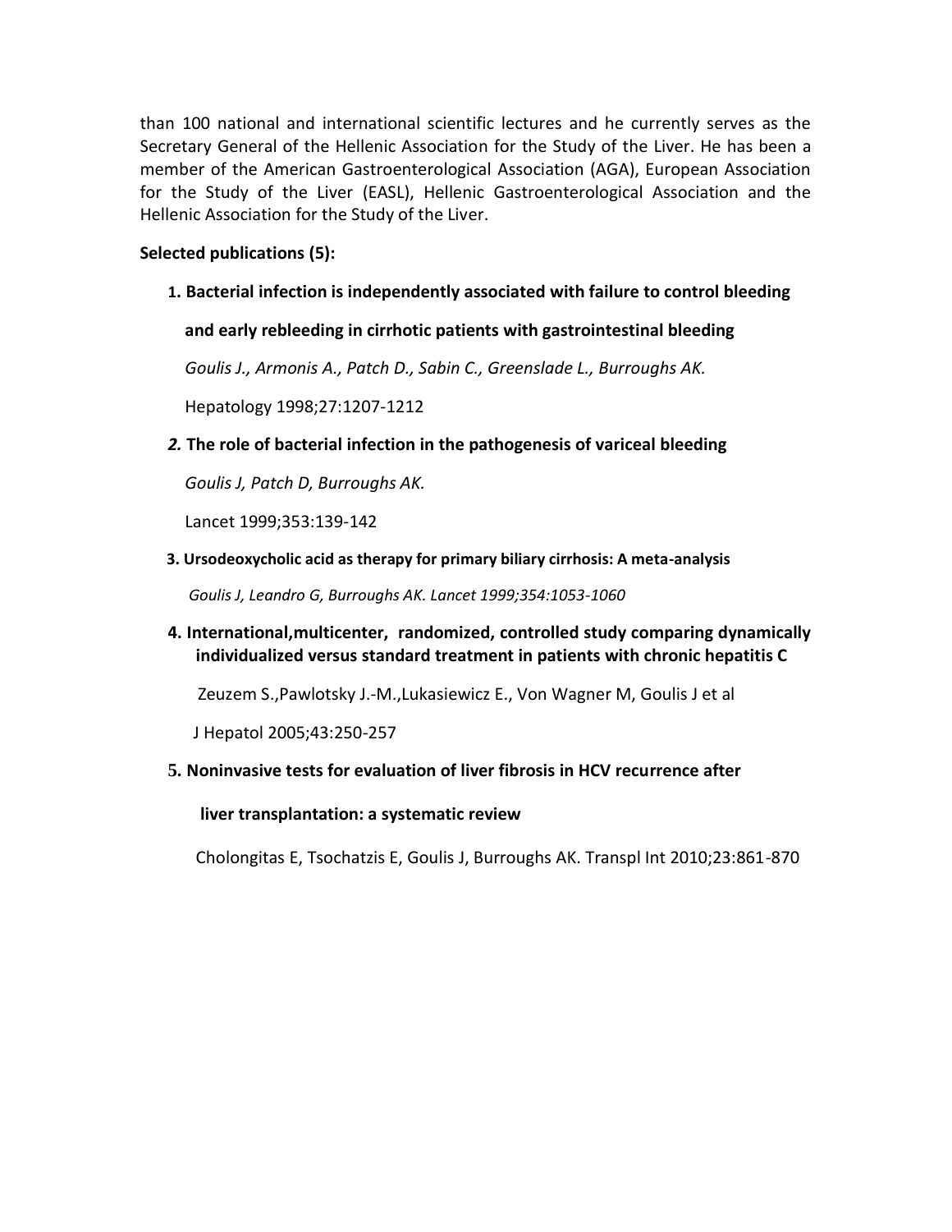than 100 national and international scientific lectures and he currently serves as the Secretary General of the Hellenic Association for the Study of the Liver. He has been a member of the American Gastroenterological Association (AGA), European Association for the Study of the Liver (EASL), Hellenic Gastroenterological Association and the Hellenic Association for the Study of the Liver.

**Selected publications (5):**

1. **Bacterial infection is independently associated with failure to control bleeding and early rebleeding in cirrhotic patients with gastrointestinal bleeding**

   *Goulis J., Armonis A., Patch D., Sabin C., Greenslade L., Burroughs AK.*

   Hepatology 1998;27:1207-1212

2. **The role of bacterial infection in the pathogenesis of variceal bleeding**

   *Goulis J, Patch D, Burroughs AK.*

   Lancet 1999;353:139-142

3. **Ursodeoxycholic acid as therapy for primary biliary cirrhosis: A meta-analysis**

   *Goulis J, Leandro G, Burroughs AK. Lancet 1999;354:1053-1060*

4. **International,multicenter, randomized, controlled study comparing dynamically individualized versus standard treatment in patients with chronic hepatitis C**

   Zeuzem S.,Pawlotsky J.-M.,Lukasiewicz E., Von Wagner M, Goulis J et al

   J Hepatol 2005;43:250-257

5. **Noninvasive tests for evaluation of liver fibrosis in HCV recurrence after liver transplantation: a systematic review**

   Cholongitas E, Tsochatzis E, Goulis J, Burroughs AK. Transpl Int 2010;23:861-870